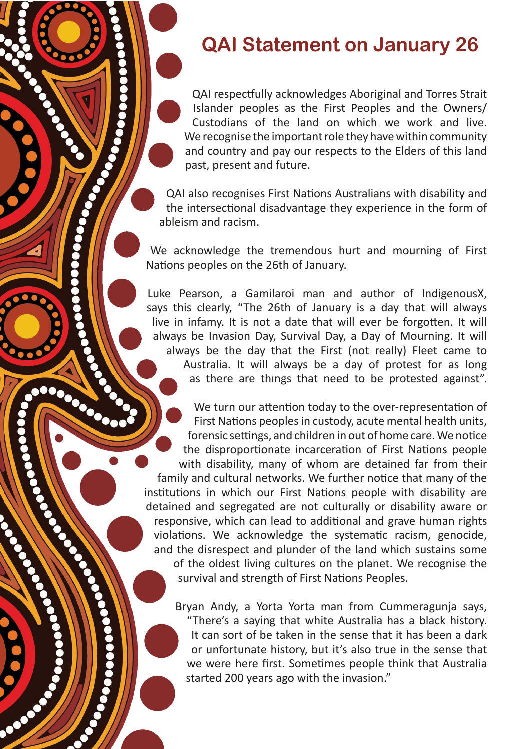# QAI Statement on January 26

QAI respectfully acknowledges Aboriginal and Torres Strait Islander peoples as the First Peoples and the Owners/Custodians of the land on which we work and live. We recognise the important role they have within community and country and pay our respects to the Elders of this land past, present and future.

QAI also recognises First Nations Australians with disability and the intersectional disadvantage they experience in the form of ableism and racism.

We acknowledge the tremendous hurt and mourning of First Nations peoples on the 26th of January.

Luke Pearson, a Gamilaroi man and author of IndigenousX, says this clearly, "The 26th of January is a day that will always live in infamy. It is not a date that will ever be forgotten. It will always be Invasion Day, Survival Day, a Day of Mourning. It will always be the day that the First (not really) Fleet came to Australia. It will always be a day of protest for as long as there are things that need to be protested against".

We turn our attention today to the over-representation of First Nations peoples in custody, acute mental health units, forensic settings, and children in out of home care. We notice the disproportionate incarceration of First Nations people with disability, many of whom are detained far from their family and cultural networks. We further notice that many of the institutions in which our First Nations people with disability are detained and segregated are not culturally or disability aware or responsive, which can lead to additional and grave human rights violations. We acknowledge the systematic racism, genocide, and the disrespect and plunder of the land which sustains some of the oldest living cultures on the planet. We recognise the survival and strength of First Nations Peoples.

Bryan Andy, a Yorta Yorta man from Cummeragunja says, "There's a saying that white Australia has a black history. It can sort of be taken in the sense that it has been a dark or unfortunate history, but it's also true in the sense that we were here first. Sometimes people think that Australia started 200 years ago with the invasion."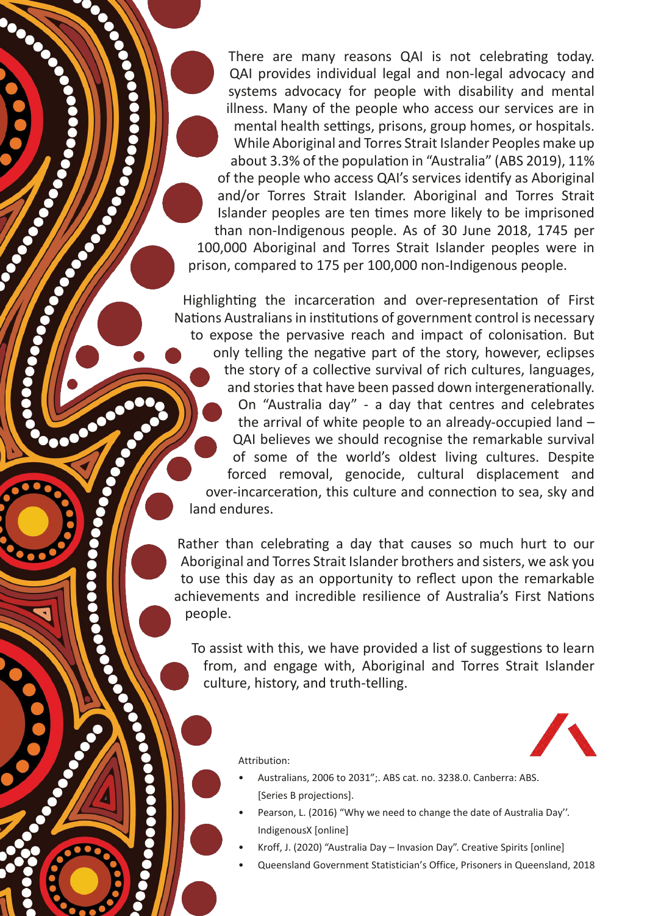There are many reasons QAI is not celebrating today. QAI provides individual legal and non-legal advocacy and systems advocacy for people with disability and mental illness. Many of the people who access our services are in mental health settings, prisons, group homes, or hospitals. While Aboriginal and Torres Strait Islander Peoples make up about 3.3% of the population in "Australia" (ABS 2019), 11% of the people who access QAI's services identify as Aboriginal and/or Torres Strait Islander. Aboriginal and Torres Strait Islander peoples are ten times more likely to be imprisoned than non-Indigenous people. As of 30 June 2018, 1745 per 100,000 Aboriginal and Torres Strait Islander peoples were in prison, compared to 175 per 100,000 non-Indigenous people.

Highlighting the incarceration and over-representation of First Nations Australians in institutions of government control is necessary to expose the pervasive reach and impact of colonisation. But only telling the negative part of the story, however, eclipses the story of a collective survival of rich cultures, languages, and stories that have been passed down intergenerationally. On "Australia day" - a day that centres and celebrates the arrival of white people to an already-occupied land – QAI believes we should recognise the remarkable survival of some of the world's oldest living cultures. Despite forced removal, genocide, cultural displacement and over-incarceration, this culture and connection to sea, sky and land endures.

Rather than celebrating a day that causes so much hurt to our Aboriginal and Torres Strait Islander brothers and sisters, we ask you to use this day as an opportunity to reflect upon the remarkable achievements and incredible resilience of Australia's First Nations people.

To assist with this, we have provided a list of suggestions to learn from, and engage with, Aboriginal and Torres Strait Islander culture, history, and truth-telling.

Attribution:

- Australians, 2006 to 2031";. ABS cat. no. 3238.0. Canberra: ABS. [Series B projections].
- Pearson, L. (2016) "Why we need to change the date of Australia Day''. IndigenousX [online]
- Kroff, J. (2020) "Australia Day – Invasion Day". Creative Spirits [online]
- Queensland Government Statistician's Office, Prisoners in Queensland, 2018